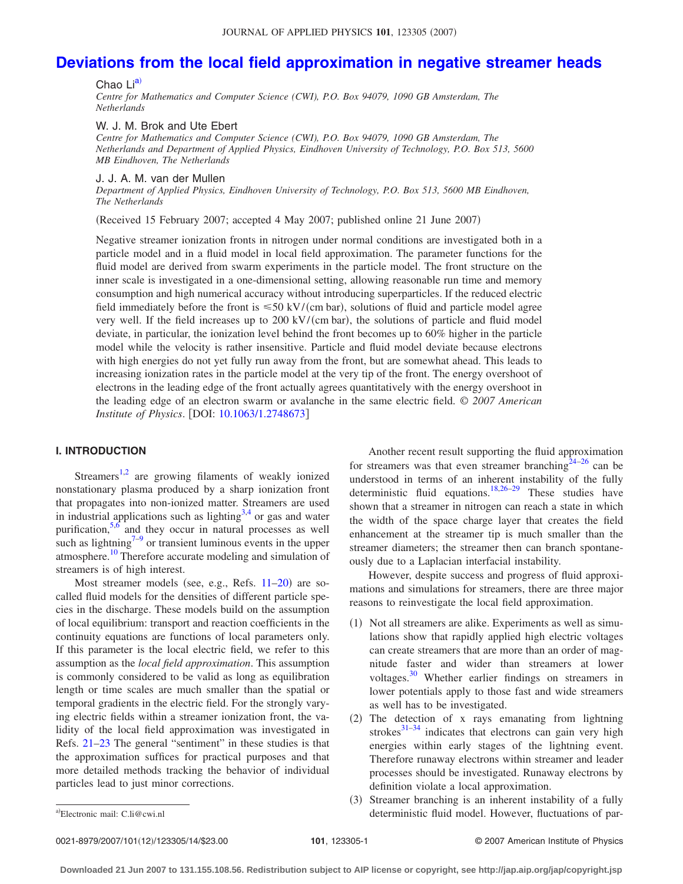# Deviations from the local field approximation in negative streamer heads

Chao Li[a)]

*Centre for Mathematics and Computer Science (CWI), P.O. Box 94079, 1090 GB Amsterdam, The Netherlands*

W. J. M. Brok and Ute Ebert

*Centre for Mathematics and Computer Science (CWI), P.O. Box 94079, 1090 GB Amsterdam, The Netherlands and Department of Applied Physics, Eindhoven University of Technology, P.O. Box 513, 5600 MB Eindhoven, The Netherlands*

J. J. A. M. van der Mullen

*Department of Applied Physics, Eindhoven University of Technology, P.O. Box 513, 5600 MB Eindhoven, The Netherlands*

(Received 15 February 2007; accepted 4 May 2007; published online 21 June 2007)

Negative streamer ionization fronts in nitrogen under normal conditions are investigated both in a particle model and in a fluid model in local field approximation. The parameter functions for the fluid model are derived from swarm experiments in the particle model. The front structure on the inner scale is investigated in a one-dimensional setting, allowing reasonable run time and memory consumption and high numerical accuracy without introducing superparticles. If the reduced electric field immediately before the front is $\leq 50$ kV/(cm bar), solutions of fluid and particle model agree very well. If the field increases up to 200 kV/(cm bar), the solutions of particle and fluid model deviate, in particular, the ionization level behind the front becomes up to 60% higher in the particle model while the velocity is rather insensitive. Particle and fluid model deviate because electrons with high energies do not yet fully run away from the front, but are somewhat ahead. This leads to increasing ionization rates in the particle model at the very tip of the front. The energy overshoot of electrons in the leading edge of the front actually agrees quantitatively with the energy overshoot in the leading edge of an electron swarm or avalanche in the same electric field. *© 2007 American Institute of Physics*. [DOI: 10.1063/1.2748673]

## I. INTRODUCTION

Streamers[1,2] are growing filaments of weakly ionized nonstationary plasma produced by a sharp ionization front that propagates into non-ionized matter. Streamers are used in industrial applications such as lighting[3,4] or gas and water purification,[5,6] and they occur in natural processes as well such as lightning[7–9] or transient luminous events in the upper atmosphere.[10] Therefore accurate modeling and simulation of streamers is of high interest.

Most streamer models (see, e.g., Refs. 11–20) are so-called fluid models for the densities of different particle species in the discharge. These models build on the assumption of local equilibrium: transport and reaction coefficients in the continuity equations are functions of local parameters only. If this parameter is the local electric field, we refer to this assumption as the *local field approximation*. This assumption is commonly considered to be valid as long as equilibration length or time scales are much smaller than the spatial or temporal gradients in the electric field. For the strongly varying electric fields within a streamer ionization front, the validity of the local field approximation was investigated in Refs. 21–23 The general "sentiment" in these studies is that the approximation suffices for practical purposes and that more detailed methods tracking the behavior of individual particles lead to just minor corrections.

Another recent result supporting the fluid approximation for streamers was that even streamer branching[24–26] can be understood in terms of an inherent instability of the fully deterministic fluid equations.[18,26–29] These studies have shown that a streamer in nitrogen can reach a state in which the width of the space charge layer that creates the field enhancement at the streamer tip is much smaller than the streamer diameters; the streamer then can branch spontaneously due to a Laplacian interfacial instability.

However, despite success and progress of fluid approximations and simulations for streamers, there are three major reasons to reinvestigate the local field approximation.

(1) Not all streamers are alike. Experiments as well as simulations show that rapidly applied high electric voltages can create streamers that are more than an order of magnitude faster and wider than streamers at lower voltages.[30] Whether earlier findings on streamers in lower potentials apply to those fast and wide streamers as well has to be investigated.

(2) The detection of x rays emanating from lightning strokes[31–34] indicates that electrons can gain very high energies within early stages of the lightning event. Therefore runaway electrons within streamer and leader processes should be investigated. Runaway electrons by definition violate a local approximation.

(3) Streamer branching is an inherent instability of a fully deterministic fluid model. However, fluctuations of par-

[a)]Electronic mail: C.li@cwi.nl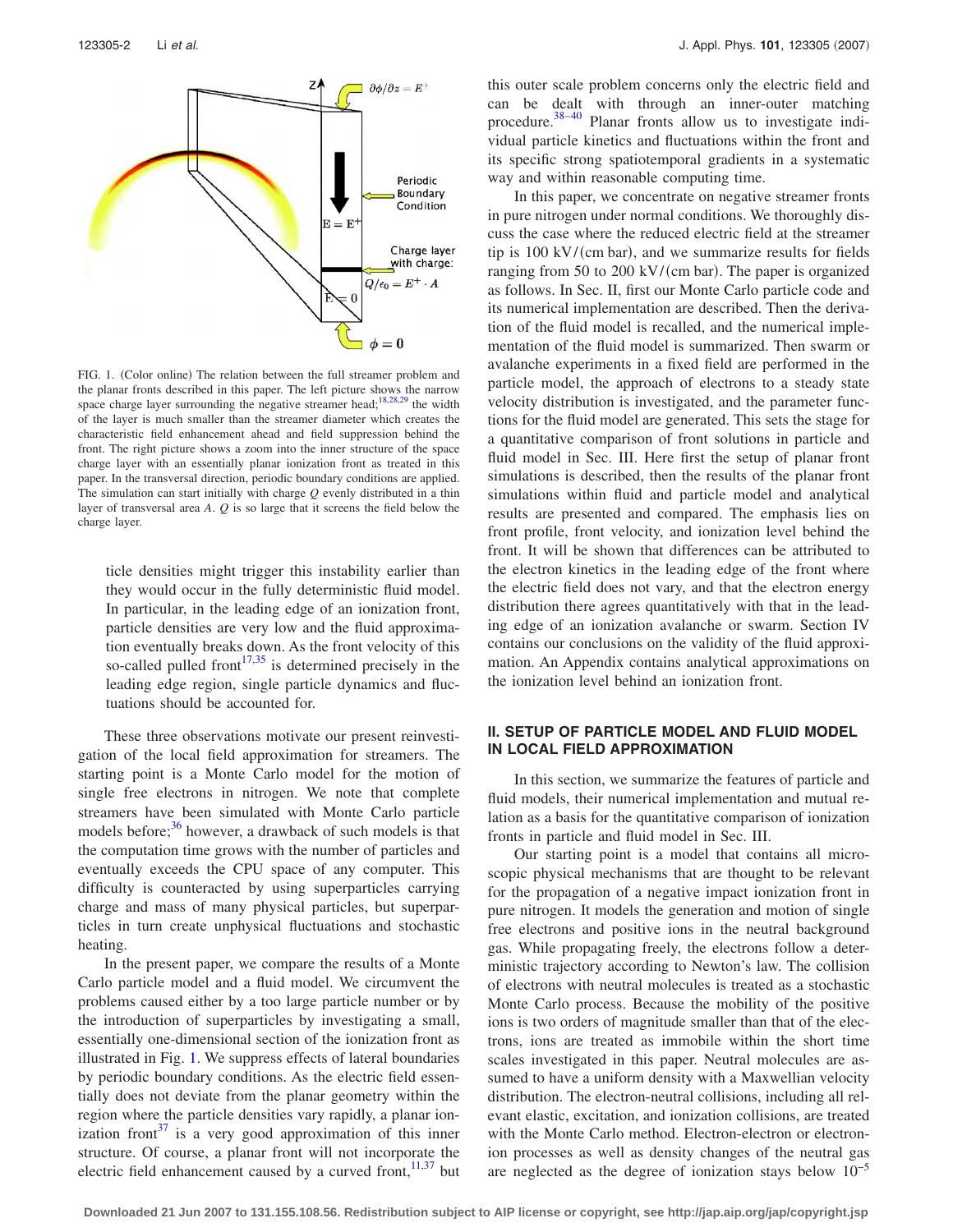$\partial\phi/\partial z = E^+$

Z

Periodic Boundary Condition

$\mathrm{E} = \mathrm{E}^+$

Charge layer with charge:

$Q/\epsilon_0 = E^+ \cdot A$

$\mathrm{E} = 0$

$\phi = 0$

FIG. 1. (Color online) The relation between the full streamer problem and the planar fronts described in this paper. The left picture shows the narrow space charge layer surrounding the negative streamer head;[18,28,29] the width of the layer is much smaller than the streamer diameter which creates the characteristic field enhancement ahead and field suppression behind the front. The right picture shows a zoom into the inner structure of the space charge layer with an essentially planar ionization front as treated in this paper. In the transversal direction, periodic boundary conditions are applied. The simulation can start initially with charge $Q$ evenly distributed in a thin layer of transversal area $A$. $Q$ is so large that it screens the field below the charge layer.

ticle densities might trigger this instability earlier than they would occur in the fully deterministic fluid model. In particular, in the leading edge of an ionization front, particle densities are very low and the fluid approximation eventually breaks down. As the front velocity of this so-called pulled front[17,35] is determined precisely in the leading edge region, single particle dynamics and fluctuations should be accounted for.

These three observations motivate our present reinvestigation of the local field approximation for streamers. The starting point is a Monte Carlo model for the motion of single free electrons in nitrogen. We note that complete streamers have been simulated with Monte Carlo particle models before;[36] however, a drawback of such models is that the computation time grows with the number of particles and eventually exceeds the CPU space of any computer. This difficulty is counteracted by using superparticles carrying charge and mass of many physical particles, but superparticles in turn create unphysical fluctuations and stochastic heating.

In the present paper, we compare the results of a Monte Carlo particle model and a fluid model. We circumvent the problems caused either by a too large particle number or by the introduction of superparticles by investigating a small, essentially one-dimensional section of the ionization front as illustrated in Fig. 1. We suppress effects of lateral boundaries by periodic boundary conditions. As the electric field essentially does not deviate from the planar geometry within the region where the particle densities vary rapidly, a planar ionization front[37] is a very good approximation of this inner structure. Of course, a planar front will not incorporate the electric field enhancement caused by a curved front,[11,37] but this outer scale problem concerns only the electric field and can be dealt with through an inner-outer matching procedure.[38–40] Planar fronts allow us to investigate individual particle kinetics and fluctuations within the front and its specific strong spatiotemporal gradients in a systematic way and within reasonable computing time.

In this paper, we concentrate on negative streamer fronts in pure nitrogen under normal conditions. We thoroughly discuss the case where the reduced electric field at the streamer tip is 100 kV/(cm bar), and we summarize results for fields ranging from 50 to 200 kV/(cm bar). The paper is organized as follows. In Sec. II, first our Monte Carlo particle code and its numerical implementation are described. Then the derivation of the fluid model is recalled, and the numerical implementation of the fluid model is summarized. Then swarm or avalanche experiments in a fixed field are performed in the particle model, the approach of electrons to a steady state velocity distribution is investigated, and the parameter functions for the fluid model are generated. This sets the stage for a quantitative comparison of front solutions in particle and fluid model in Sec. III. Here first the setup of planar front simulations is described, then the results of the planar front simulations within fluid and particle model and analytical results are presented and compared. The emphasis lies on front profile, front velocity, and ionization level behind the front. It will be shown that differences can be attributed to the electron kinetics in the leading edge of the front where the electric field does not vary, and that the electron energy distribution there agrees quantitatively with that in the leading edge of an ionization avalanche or swarm. Section IV contains our conclusions on the validity of the fluid approximation. An Appendix contains analytical approximations on the ionization level behind an ionization front.

## II. SETUP OF PARTICLE MODEL AND FLUID MODEL IN LOCAL FIELD APPROXIMATION

In this section, we summarize the features of particle and fluid models, their numerical implementation and mutual relation as a basis for the quantitative comparison of ionization fronts in particle and fluid model in Sec. III.

Our starting point is a model that contains all microscopic physical mechanisms that are thought to be relevant for the propagation of a negative impact ionization front in pure nitrogen. It models the generation and motion of single free electrons and positive ions in the neutral background gas. While propagating freely, the electrons follow a deterministic trajectory according to Newton's law. The collision of electrons with neutral molecules is treated as a stochastic Monte Carlo process. Because the mobility of the positive ions is two orders of magnitude smaller than that of the electrons, ions are treated as immobile within the short time scales investigated in this paper. Neutral molecules are assumed to have a uniform density with a Maxwellian velocity distribution. The electron-neutral collisions, including all relevant elastic, excitation, and ionization collisions, are treated with the Monte Carlo method. Electron-electron or electron-ion processes as well as density changes of the neutral gas are neglected as the degree of ionization stays below $10^{-5}$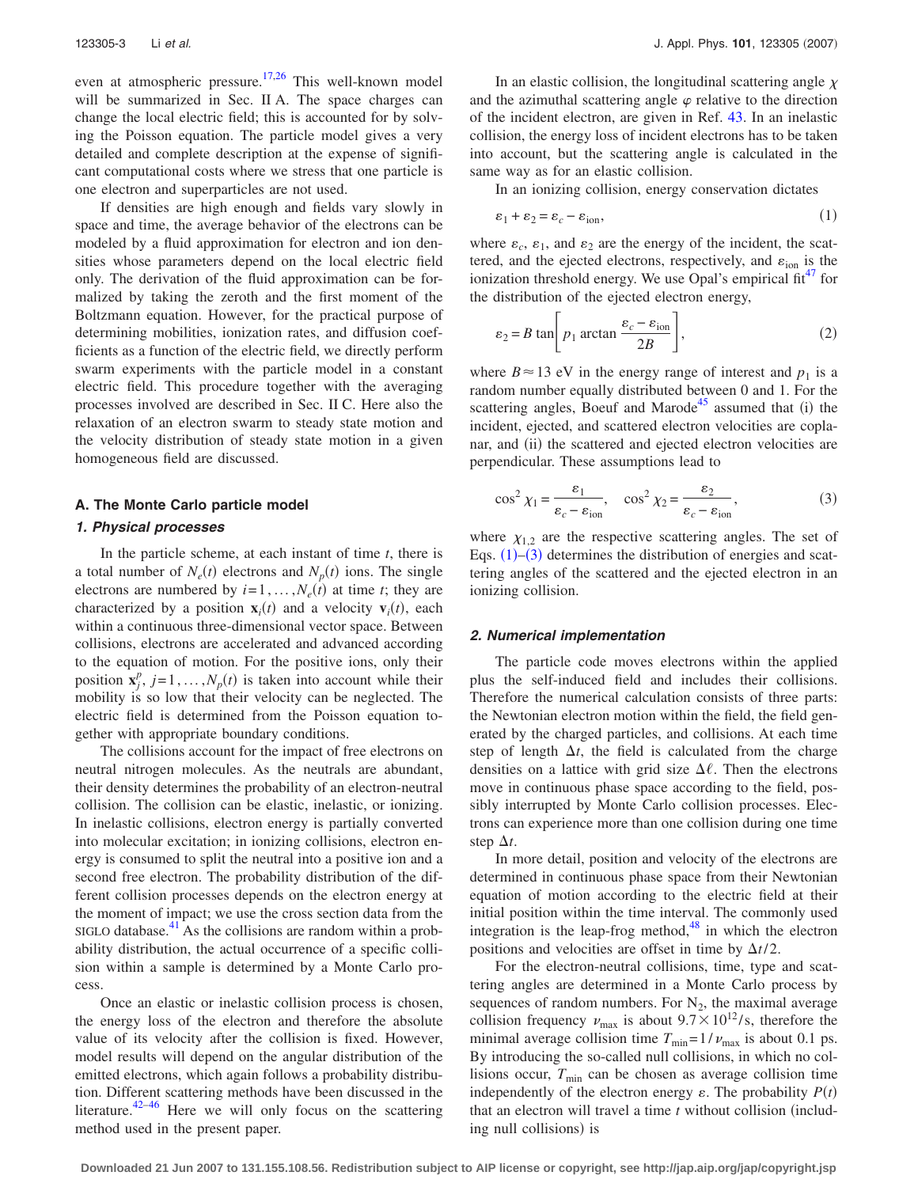even at atmospheric pressure.[17,26] This well-known model will be summarized in Sec. II A. The space charges can change the local electric field; this is accounted for by solving the Poisson equation. The particle model gives a very detailed and complete description at the expense of significant computational costs where we stress that one particle is one electron and superparticles are not used.

If densities are high enough and fields vary slowly in space and time, the average behavior of the electrons can be modeled by a fluid approximation for electron and ion densities whose parameters depend on the local electric field only. The derivation of the fluid approximation can be formalized by taking the zeroth and the first moment of the Boltzmann equation. However, for the practical purpose of determining mobilities, ionization rates, and diffusion coefficients as a function of the electric field, we directly perform swarm experiments with the particle model in a constant electric field. This procedure together with the averaging processes involved are described in Sec. II C. Here also the relaxation of an electron swarm to steady state motion and the velocity distribution of steady state motion in a given homogeneous field are discussed.

### A. The Monte Carlo particle model

#### 1. Physical processes

In the particle scheme, at each instant of time $t$, there is a total number of $N_e(t)$ electrons and $N_p(t)$ ions. The single electrons are numbered by $i=1,\ldots,N_e(t)$ at time $t$; they are characterized by a position $\mathbf{x}_i(t)$ and a velocity $\mathbf{v}_i(t)$, each within a continuous three-dimensional vector space. Between collisions, electrons are accelerated and advanced according to the equation of motion. For the positive ions, only their position $\mathbf{x}_j^p$, $j=1,\ldots,N_p(t)$ is taken into account while their mobility is so low that their velocity can be neglected. The electric field is determined from the Poisson equation together with appropriate boundary conditions.

The collisions account for the impact of free electrons on neutral nitrogen molecules. As the neutrals are abundant, their density determines the probability of an electron-neutral collision. The collision can be elastic, inelastic, or ionizing. In inelastic collisions, electron energy is partially converted into molecular excitation; in ionizing collisions, electron energy is consumed to split the neutral into a positive ion and a second free electron. The probability distribution of the different collision processes depends on the electron energy at the moment of impact; we use the cross section data from the SIGLO database.[41] As the collisions are random within a probability distribution, the actual occurrence of a specific collision within a sample is determined by a Monte Carlo process.

Once an elastic or inelastic collision process is chosen, the energy loss of the electron and therefore the absolute value of its velocity after the collision is fixed. However, model results will depend on the angular distribution of the emitted electrons, which again follows a probability distribution. Different scattering methods have been discussed in the literature.[42–46] Here we will only focus on the scattering method used in the present paper.

In an elastic collision, the longitudinal scattering angle $\chi$ and the azimuthal scattering angle $\varphi$ relative to the direction of the incident electron, are given in Ref. 43. In an inelastic collision, the energy loss of incident electrons has to be taken into account, but the scattering angle is calculated in the same way as for an elastic collision.

In an ionizing collision, energy conservation dictates

$$\varepsilon_1 + \varepsilon_2 = \varepsilon_c - \varepsilon_{\mathrm{ion}}, \tag{1}$$

where $\varepsilon_c$, $\varepsilon_1$, and $\varepsilon_2$ are the energy of the incident, the scattered, and the ejected electrons, respectively, and $\varepsilon_{\mathrm{ion}}$ is the ionization threshold energy. We use Opal's empirical fit[47] for the distribution of the ejected electron energy,

$$\varepsilon_2 = B \tan\left[ p_1 \arctan \frac{\varepsilon_c - \varepsilon_{\mathrm{ion}}}{2B} \right], \tag{2}$$

where $B \approx 13$ eV in the energy range of interest and $p_1$ is a random number equally distributed between 0 and 1. For the scattering angles, Boeuf and Marode[45] assumed that (i) the incident, ejected, and scattered electron velocities are coplanar, and (ii) the scattered and ejected electron velocities are perpendicular. These assumptions lead to

$$\cos^2 \chi_1 = \frac{\varepsilon_1}{\varepsilon_c - \varepsilon_{\mathrm{ion}}}, \quad \cos^2 \chi_2 = \frac{\varepsilon_2}{\varepsilon_c - \varepsilon_{\mathrm{ion}}}, \tag{3}$$

where $\chi_{1,2}$ are the respective scattering angles. The set of Eqs. (1)–(3) determines the distribution of energies and scattering angles of the scattered and the ejected electron in an ionizing collision.

#### 2. Numerical implementation

The particle code moves electrons within the applied plus the self-induced field and includes their collisions. Therefore the numerical calculation consists of three parts: the Newtonian electron motion within the field, the field generated by the charged particles, and collisions. At each time step of length $\Delta t$, the field is calculated from the charge densities on a lattice with grid size $\Delta \ell$. Then the electrons move in continuous phase space according to the field, possibly interrupted by Monte Carlo collision processes. Electrons can experience more than one collision during one time step $\Delta t$.

In more detail, position and velocity of the electrons are determined in continuous phase space from their Newtonian equation of motion according to the electric field at their initial position within the time interval. The commonly used integration is the leap-frog method,[48] in which the electron positions and velocities are offset in time by $\Delta t/2$.

For the electron-neutral collisions, time, type and scattering angles are determined in a Monte Carlo process by sequences of random numbers. For $N_2$, the maximal average collision frequency $\nu_{\max}$ is about $9.7\times 10^{12}$/s, therefore the minimal average collision time $T_{\min}=1/\nu_{\max}$ is about 0.1 ps. By introducing the so-called null collisions, in which no collisions occur, $T_{\min}$ can be chosen as average collision time independently of the electron energy $\varepsilon$. The probability $P(t)$ that an electron will travel a time $t$ without collision (including null collisions) is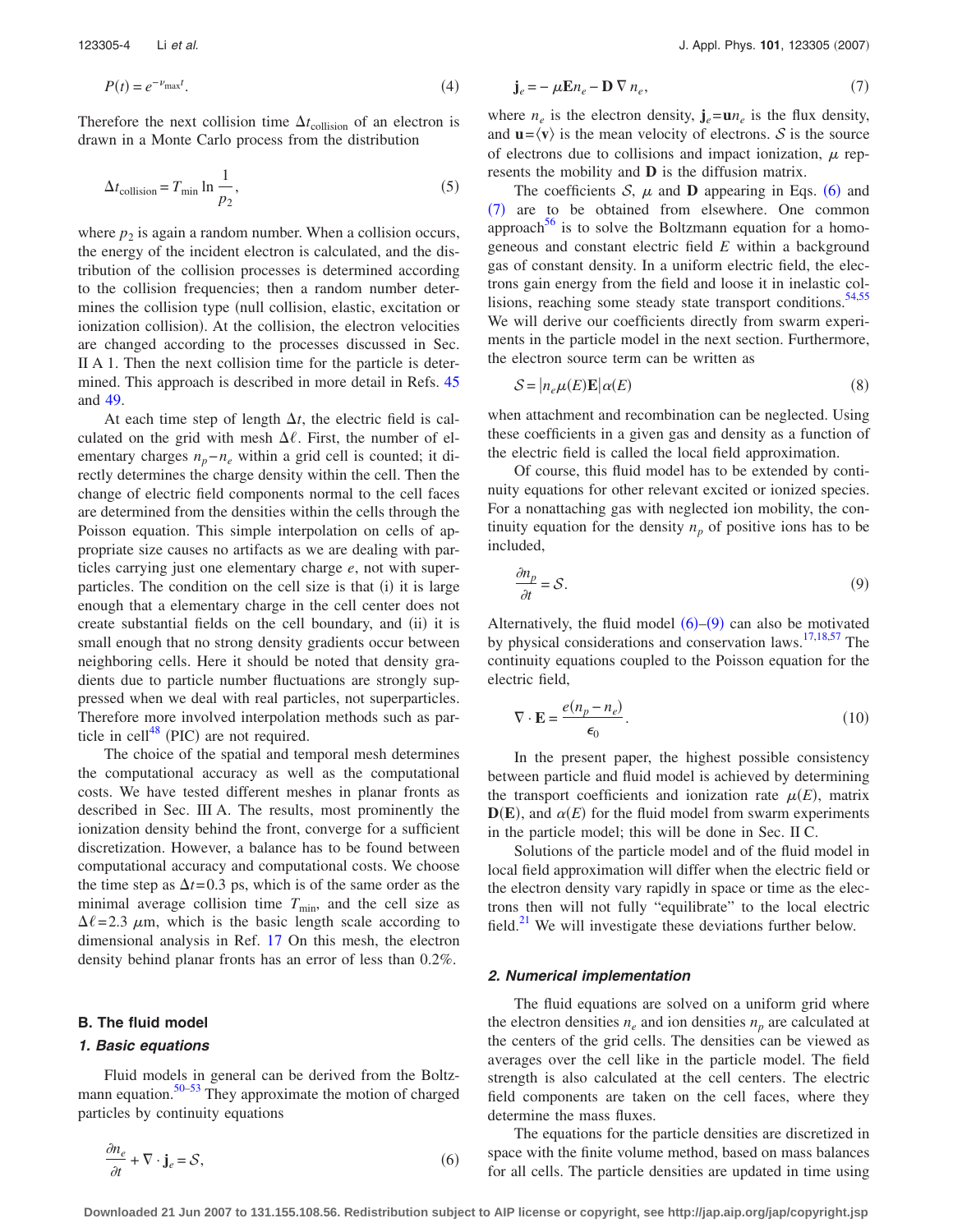$$P(t) = e^{-\nu_{\max} t}. \tag{4}$$

Therefore the next collision time $\Delta t_{\text{collision}}$ of an electron is drawn in a Monte Carlo process from the distribution

$$\Delta t_{\text{collision}} = T_{\min} \ln \frac{1}{p_2}, \tag{5}$$

where $p_2$ is again a random number. When a collision occurs, the energy of the incident electron is calculated, and the distribution of the collision processes is determined according to the collision frequencies; then a random number determines the collision type (null collision, elastic, excitation or ionization collision). At the collision, the electron velocities are changed according to the processes discussed in Sec. II A 1. Then the next collision time for the particle is determined. This approach is described in more detail in Refs. 45 and 49.

At each time step of length $\Delta t$, the electric field is calculated on the grid with mesh $\Delta \ell$. First, the number of elementary charges $n_p - n_e$ within a grid cell is counted; it directly determines the charge density within the cell. Then the change of electric field components normal to the cell faces are determined from the densities within the cells through the Poisson equation. This simple interpolation on cells of appropriate size causes no artifacts as we are dealing with particles carrying just one elementary charge $e$, not with superparticles. The condition on the cell size is that (i) it is large enough that a elementary charge in the cell center does not create substantial fields on the cell boundary, and (ii) it is small enough that no strong density gradients occur between neighboring cells. Here it should be noted that density gradients due to particle number fluctuations are strongly suppressed when we deal with real particles, not superparticles. Therefore more involved interpolation methods such as particle in cell[48] (PIC) are not required.

The choice of the spatial and temporal mesh determines the computational accuracy as well as the computational costs. We have tested different meshes in planar fronts as described in Sec. III A. The results, most prominently the ionization density behind the front, converge for a sufficient discretization. However, a balance has to be found between computational accuracy and computational costs. We choose the time step as $\Delta t = 0.3$ ps, which is of the same order as the minimal average collision time $T_{\min}$, and the cell size as $\Delta \ell = 2.3$ $\mu$m, which is the basic length scale according to dimensional analysis in Ref. 17 On this mesh, the electron density behind planar fronts has an error of less than 0.2%.

## B. The fluid model

### 1. Basic equations

Fluid models in general can be derived from the Boltzmann equation.[50–53] They approximate the motion of charged particles by continuity equations

$$\frac{\partial n_e}{\partial t} + \nabla \cdot \mathbf{j}_e = \mathcal{S}, \tag{6}$$

$$\mathbf{j}_e = -\mu \mathbf{E} n_e - \mathbf{D} \nabla n_e, \tag{7}$$

where $n_e$ is the electron density, $\mathbf{j}_e = \mathbf{u} n_e$ is the flux density, and $\mathbf{u} = \langle \mathbf{v} \rangle$ is the mean velocity of electrons. $\mathcal{S}$ is the source of electrons due to collisions and impact ionization, $\mu$ represents the mobility and $\mathbf{D}$ is the diffusion matrix.

The coefficients $\mathcal{S}$, $\mu$ and $\mathbf{D}$ appearing in Eqs. (6) and (7) are to be obtained from elsewhere. One common approach[56] is to solve the Boltzmann equation for a homogeneous and constant electric field $E$ within a background gas of constant density. In a uniform electric field, the electrons gain energy from the field and loose it in inelastic collisions, reaching some steady state transport conditions.[54,55] We will derive our coefficients directly from swarm experiments in the particle model in the next section. Furthermore, the electron source term can be written as

$$\mathcal{S} = |n_e \mu(E) \mathbf{E}| \alpha(E) \tag{8}$$

when attachment and recombination can be neglected. Using these coefficients in a given gas and density as a function of the electric field is called the local field approximation.

Of course, this fluid model has to be extended by continuity equations for other relevant excited or ionized species. For a nonattaching gas with neglected ion mobility, the continuity equation for the density $n_p$ of positive ions has to be included,

$$\frac{\partial n_p}{\partial t} = \mathcal{S}. \tag{9}$$

Alternatively, the fluid model (6)–(9) can also be motivated by physical considerations and conservation laws.[17,18,57] The continuity equations coupled to the Poisson equation for the electric field,

$$\nabla \cdot \mathbf{E} = \frac{e(n_p - n_e)}{\epsilon_0}. \tag{10}$$

In the present paper, the highest possible consistency between particle and fluid model is achieved by determining the transport coefficients and ionization rate $\mu(E)$, matrix $\mathbf{D}(\mathbf{E})$, and $\alpha(E)$ for the fluid model from swarm experiments in the particle model; this will be done in Sec. II C.

Solutions of the particle model and of the fluid model in local field approximation will differ when the electric field or the electron density vary rapidly in space or time as the electrons then will not fully "equilibrate" to the local electric field.[21] We will investigate these deviations further below.

### 2. Numerical implementation

The fluid equations are solved on a uniform grid where the electron densities $n_e$ and ion densities $n_p$ are calculated at the centers of the grid cells. The densities can be viewed as averages over the cell like in the particle model. The field strength is also calculated at the cell centers. The electric field components are taken on the cell faces, where they determine the mass fluxes.

The equations for the particle densities are discretized in space with the finite volume method, based on mass balances for all cells. The particle densities are updated in time using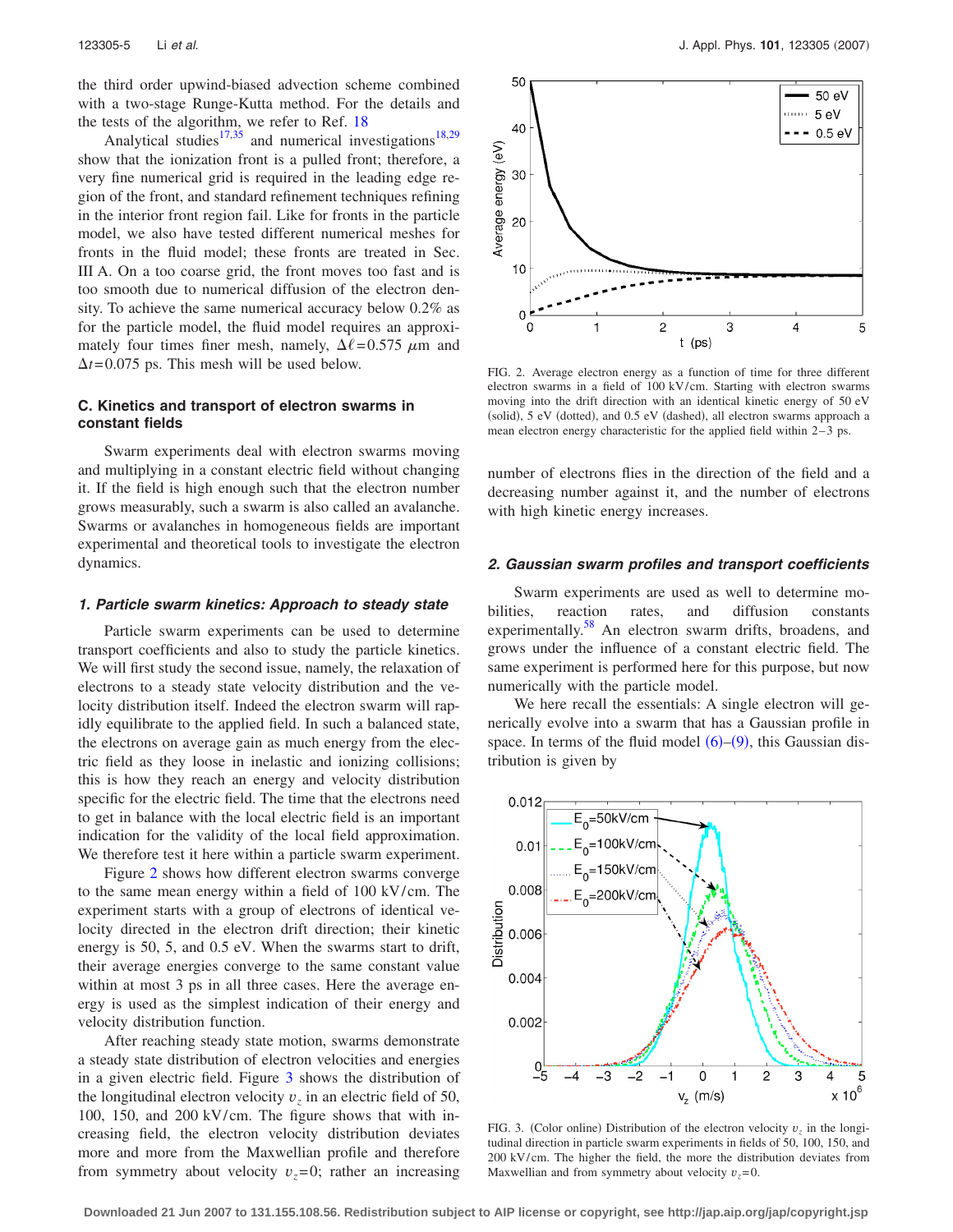the third order upwind-biased advection scheme combined with a two-stage Runge-Kutta method. For the details and the tests of the algorithm, we refer to Ref. 18

Analytical studies[17,35] and numerical investigations[18,29] show that the ionization front is a pulled front; therefore, a very fine numerical grid is required in the leading edge region of the front, and standard refinement techniques refining in the interior front region fail. Like for fronts in the particle model, we also have tested different numerical meshes for fronts in the fluid model; these fronts are treated in Sec. III A. On a too coarse grid, the front moves too fast and is too smooth due to numerical diffusion of the electron density. To achieve the same numerical accuracy below 0.2% as for the particle model, the fluid model requires an approximately four times finer mesh, namely, $\Delta\ell=0.575$ $\mu$m and $\Delta t=0.075$ ps. This mesh will be used below.

### C. Kinetics and transport of electron swarms in constant fields

Swarm experiments deal with electron swarms moving and multiplying in a constant electric field without changing it. If the field is high enough such that the electron number grows measurably, such a swarm is also called an avalanche. Swarms or avalanches in homogeneous fields are important experimental and theoretical tools to investigate the electron dynamics.

#### *1. Particle swarm kinetics: Approach to steady state*

Particle swarm experiments can be used to determine transport coefficients and also to study the particle kinetics. We will first study the second issue, namely, the relaxation of electrons to a steady state velocity distribution and the velocity distribution itself. Indeed the electron swarm will rapidly equilibrate to the applied field. In such a balanced state, the electrons on average gain as much energy from the electric field as they loose in inelastic and ionizing collisions; this is how they reach an energy and velocity distribution specific for the electric field. The time that the electrons need to get in balance with the local electric field is an important indication for the validity of the local field approximation. We therefore test it here within a particle swarm experiment.

Figure 2 shows how different electron swarms converge to the same mean energy within a field of 100 kV/cm. The experiment starts with a group of electrons of identical velocity directed in the electron drift direction; their kinetic energy is 50, 5, and 0.5 eV. When the swarms start to drift, their average energies converge to the same constant value within at most 3 ps in all three cases. Here the average energy is used as the simplest indication of their energy and velocity distribution function.

After reaching steady state motion, swarms demonstrate a steady state distribution of electron velocities and energies in a given electric field. Figure 3 shows the distribution of the longitudinal electron velocity $v_z$ in an electric field of 50, 100, 150, and 200 kV/cm. The figure shows that with increasing field, the electron velocity distribution deviates more and more from the Maxwellian profile and therefore from symmetry about velocity $v_z=0$; rather an increasing number of electrons flies in the direction of the field and a decreasing number against it, and the number of electrons with high kinetic energy increases.

FIG. 2. Average electron energy as a function of time for three different electron swarms in a field of 100 kV/cm. Starting with electron swarms moving into the drift direction with an identical kinetic energy of 50 eV (solid), 5 eV (dotted), and 0.5 eV (dashed), all electron swarms approach a mean electron energy characteristic for the applied field within 2–3 ps.

#### *2. Gaussian swarm profiles and transport coefficients*

Swarm experiments are used as well to determine mobilities, reaction rates, and diffusion constants experimentally.[58] An electron swarm drifts, broadens, and grows under the influence of a constant electric field. The same experiment is performed here for this purpose, but now numerically with the particle model.

We here recall the essentials: A single electron will generically evolve into a swarm that has a Gaussian profile in space. In terms of the fluid model (6)–(9), this Gaussian distribution is given by

FIG. 3. (Color online) Distribution of the electron velocity $v_z$ in the longitudinal direction in particle swarm experiments in fields of 50, 100, 150, and 200 kV/cm. The higher the field, the more the distribution deviates from Maxwellian and from symmetry about velocity $v_z=0$.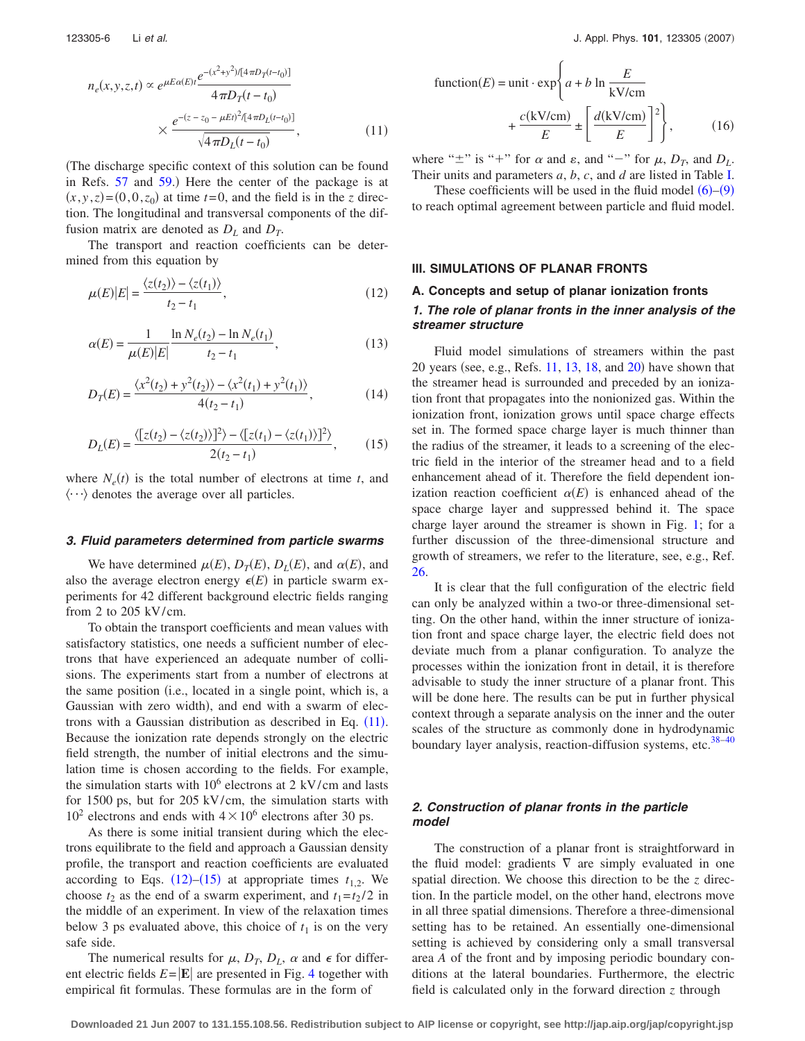$$n_e(x,y,z,t) \propto e^{\mu E \alpha(E) t} \frac{e^{-(x^2+y^2)/[4\pi D_T(t-t_0)]}}{4\pi D_T(t-t_0)} \times \frac{e^{-(z-z_0-\mu E t)^2/[4\pi D_L(t-t_0)]}}{\sqrt{4\pi D_L(t-t_0)}}, \tag{11}$$

(The discharge specific context of this solution can be found in Refs. 57 and 59.) Here the center of the package is at $(x,y,z)=(0,0,z_0)$ at time $t=0$, and the field is in the $z$ direction. The longitudinal and transversal components of the diffusion matrix are denoted as $D_L$ and $D_T$.

The transport and reaction coefficients can be determined from this equation by

$$\mu(E)|E| = \frac{\langle z(t_2)\rangle - \langle z(t_1)\rangle}{t_2 - t_1}, \tag{12}$$

$$\alpha(E) = \frac{1}{\mu(E)|E|} \frac{\ln N_e(t_2) - \ln N_e(t_1)}{t_2 - t_1}, \tag{13}$$

$$D_T(E) = \frac{\langle x^2(t_2) + y^2(t_2)\rangle - \langle x^2(t_1) + y^2(t_1)\rangle}{4(t_2 - t_1)}, \tag{14}$$

$$D_L(E) = \frac{\langle [z(t_2) - \langle z(t_2)\rangle]^2\rangle - \langle [z(t_1) - \langle z(t_1)\rangle]^2\rangle}{2(t_2 - t_1)}, \tag{15}$$

where $N_e(t)$ is the total number of electrons at time $t$, and $\langle \cdots \rangle$ denotes the average over all particles.

### 3. Fluid parameters determined from particle swarms

We have determined $\mu(E)$, $D_T(E)$, $D_L(E)$, and $\alpha(E)$, and also the average electron energy $\epsilon(E)$ in particle swarm experiments for 42 different background electric fields ranging from 2 to 205 kV/cm.

To obtain the transport coefficients and mean values with satisfactory statistics, one needs a sufficient number of electrons that have experienced an adequate number of collisions. The experiments start from a number of electrons at the same position (i.e., located in a single point, which is, a Gaussian with zero width), and end with a swarm of electrons with a Gaussian distribution as described in Eq. (11). Because the ionization rate depends strongly on the electric field strength, the number of initial electrons and the simulation time is chosen according to the fields. For example, the simulation starts with $10^6$ electrons at 2 kV/cm and lasts for 1500 ps, but for 205 kV/cm, the simulation starts with $10^2$ electrons and ends with $4\times 10^6$ electrons after 30 ps.

As there is some initial transient during which the electrons equilibrate to the field and approach a Gaussian density profile, the transport and reaction coefficients are evaluated according to Eqs. (12)–(15) at appropriate times $t_{1,2}$. We choose $t_2$ as the end of a swarm experiment, and $t_1 = t_2/2$ in the middle of an experiment. In view of the relaxation times below 3 ps evaluated above, this choice of $t_1$ is on the very safe side.

The numerical results for $\mu$, $D_T$, $D_L$, $\alpha$ and $\epsilon$ for different electric fields $E=|\mathbf{E}|$ are presented in Fig. 4 together with empirical fit formulas. These formulas are in the form of

$$\text{function}(E) = \text{unit} \cdot \exp\left\{ a + b \ln \frac{E}{\text{kV/cm}} + \frac{c(\text{kV/cm})}{E} \pm \left[\frac{d(\text{kV/cm})}{E}\right]^2 \right\}, \tag{16}$$

where "$\pm$" is "+" for $\alpha$ and $\varepsilon$, and "−" for $\mu$, $D_T$, and $D_L$. Their units and parameters $a$, $b$, $c$, and $d$ are listed in Table I.

These coefficients will be used in the fluid model (6)–(9) to reach optimal agreement between particle and fluid model.

## III. SIMULATIONS OF PLANAR FRONTS

### A. Concepts and setup of planar ionization fronts

#### 1. The role of planar fronts in the inner analysis of the streamer structure

Fluid model simulations of streamers within the past 20 years (see, e.g., Refs. 11, 13, 18, and 20) have shown that the streamer head is surrounded and preceded by an ionization front that propagates into the nonionized gas. Within the ionization front, ionization grows until space charge effects set in. The formed space charge layer is much thinner than the radius of the streamer, it leads to a screening of the electric field in the interior of the streamer head and to a field enhancement ahead of it. Therefore the field dependent ionization reaction coefficient $\alpha(E)$ is enhanced ahead of the space charge layer and suppressed behind it. The space charge layer around the streamer is shown in Fig. 1; for a further discussion of the three-dimensional structure and growth of streamers, we refer to the literature, see, e.g., Ref. 26.

It is clear that the full configuration of the electric field can only be analyzed within a two-or three-dimensional setting. On the other hand, within the inner structure of ionization front and space charge layer, the electric field does not deviate much from a planar configuration. To analyze the processes within the ionization front in detail, it is therefore advisable to study the inner structure of a planar front. This will be done here. The results can be put in further physical context through a separate analysis on the inner and the outer scales of the structure as commonly done in hydrodynamic boundary layer analysis, reaction-diffusion systems, etc.[38–40]

#### 2. Construction of planar fronts in the particle model

The construction of a planar front is straightforward in the fluid model: gradients $\nabla$ are simply evaluated in one spatial direction. We choose this direction to be the $z$ direction. In the particle model, on the other hand, electrons move in all three spatial dimensions. Therefore a three-dimensional setting has to be retained. An essentially one-dimensional setting is achieved by considering only a small transversal area $A$ of the front and by imposing periodic boundary conditions at the lateral boundaries. Furthermore, the electric field is calculated only in the forward direction $z$ through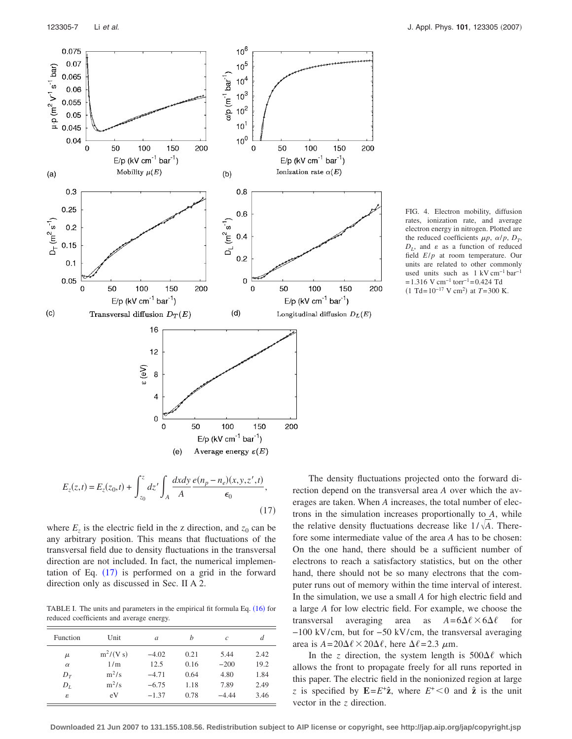FIG. 4. Electron mobility, diffusion rates, ionization rate, and average electron energy in nitrogen. Plotted are the reduced coefficients $\mu p$, $\alpha/p$, $D_T$, $D_L$, and $\varepsilon$ as a function of reduced field $E/p$ at room temperature. Our units are related to other commonly used units such as $1\ \mathrm{kV\,cm^{-1}\,bar^{-1}} = 1.316\ \mathrm{V\,cm^{-1}\,torr^{-1}} = 0.424$ Td ($1\ \mathrm{Td} = 10^{-17}\ \mathrm{V\,cm^2}$) at $T = 300$ K.

$$E_z(z,t) = E_z(z_0,t) + \int_{z_0}^{z} dz' \int_A \frac{dxdy}{A} \frac{e(n_p - n_e)(x,y,z',t)}{\epsilon_0}, \tag{17}$$

where $E_z$ is the electric field in the z direction, and $z_0$ can be any arbitrary position. This means that fluctuations of the transversal field due to density fluctuations in the transversal direction are not included. In fact, the numerical implementation of Eq. (17) is performed on a grid in the forward direction only as discussed in Sec. II A 2.

TABLE I. The units and parameters in the empirical fit formula Eq. (16) for reduced coefficients and average energy.

| Function | Unit | $a$ | $b$ | $c$ | $d$ |
|---|---|---|---|---|---|
| $\mu$ | $\mathrm{m^2/(V\,s)}$ | $-4.02$ | 0.21 | 5.44 | 2.42 |
| $\alpha$ | $1/\mathrm{m}$ | 12.5 | 0.16 | $-200$ | 19.2 |
| $D_T$ | $\mathrm{m^2/s}$ | $-4.71$ | 0.64 | 4.80 | 1.84 |
| $D_L$ | $\mathrm{m^2/s}$ | $-6.75$ | 1.18 | 7.89 | 2.49 |
| $\varepsilon$ | eV | $-1.37$ | 0.78 | $-4.44$ | 3.46 |

The density fluctuations projected onto the forward direction depend on the transversal area $A$ over which the averages are taken. When $A$ increases, the total number of electrons in the simulation increases proportionally to $A$, while the relative density fluctuations decrease like $1/\sqrt{A}$. Therefore some intermediate value of the area $A$ has to be chosen: On the one hand, there should be a sufficient number of electrons to reach a satisfactory statistics, but on the other hand, there should not be so many electrons that the computer runs out of memory within the time interval of interest. In the simulation, we use a small $A$ for high electric field and a large $A$ for low electric field. For example, we choose the transversal averaging area as $A = 6\Delta\ell \times 6\Delta\ell$ for $-100$ kV/cm, but for $-50$ kV/cm, the transversal averaging area is $A = 20\Delta\ell \times 20\Delta\ell$, here $\Delta\ell = 2.3\ \mu$m.

In the $z$ direction, the system length is $500\Delta\ell$ which allows the front to propagate freely for all runs reported in this paper. The electric field in the nonionized region at large $z$ is specified by $\mathbf{E} = E^+\hat{\mathbf{z}}$, where $E^+ < 0$ and $\hat{\mathbf{z}}$ is the unit vector in the $z$ direction.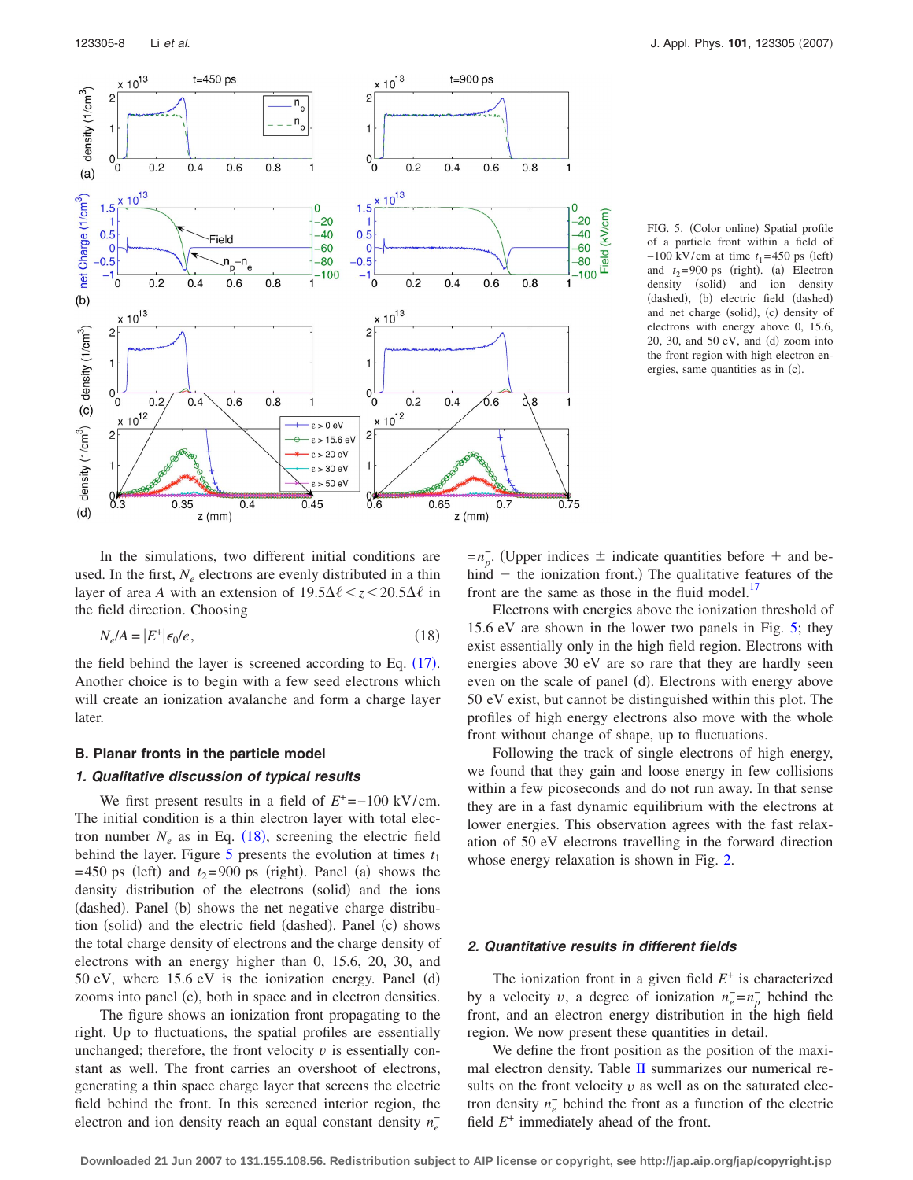FIG. 5. (Color online) Spatial profile of a particle front within a field of $-100$ kV/cm at time $t_1=450$ ps (left) and $t_2=900$ ps (right). (a) Electron density (solid) and ion density (dashed), (b) electric field (dashed) and net charge (solid), (c) density of electrons with energy above 0, 15.6, 20, 30, and 50 eV, and (d) zoom into the front region with high electron energies, same quantities as in (c).

In the simulations, two different initial conditions are used. In the first, $N_e$ electrons are evenly distributed in a thin layer of area $A$ with an extension of $19.5\Delta\ell < z < 20.5\Delta\ell$ in the field direction. Choosing

$$N_e/A = |E^{+}|\epsilon_0/e, \tag{18}$$

the field behind the layer is screened according to Eq. (17). Another choice is to begin with a few seed electrons which will create an ionization avalanche and form a charge layer later.

## B. Planar fronts in the particle model

### 1. Qualitative discussion of typical results

We first present results in a field of $E^{+}=-100$ kV/cm. The initial condition is a thin electron layer with total electron number $N_e$ as in Eq. (18), screening the electric field behind the layer. Figure 5 presents the evolution at times $t_1=450$ ps (left) and $t_2=900$ ps (right). Panel (a) shows the density distribution of the electrons (solid) and the ions (dashed). Panel (b) shows the net negative charge distribution (solid) and the electric field (dashed). Panel (c) shows the total charge density of electrons and the charge density of electrons with an energy higher than 0, 15.6, 20, 30, and 50 eV, where 15.6 eV is the ionization energy. Panel (d) zooms into panel (c), both in space and in electron densities.

The figure shows an ionization front propagating to the right. Up to fluctuations, the spatial profiles are essentially unchanged; therefore, the front velocity $v$ is essentially constant as well. The front carries an overshoot of electrons, generating a thin space charge layer that screens the electric field behind the front. In this screened interior region, the electron and ion density reach an equal constant density $n_e^{-}=n_p^{-}$. (Upper indices $\pm$ indicate quantities before $+$ and behind $-$ the ionization front.) The qualitative features of the front are the same as those in the fluid model.[17]

Electrons with energies above the ionization threshold of 15.6 eV are shown in the lower two panels in Fig. 5; they exist essentially only in the high field region. Electrons with energies above 30 eV are so rare that they are hardly seen even on the scale of panel (d). Electrons with energy above 50 eV exist, but cannot be distinguished within this plot. The profiles of high energy electrons also move with the whole front without change of shape, up to fluctuations.

Following the track of single electrons of high energy, we found that they gain and loose energy in few collisions within a few picoseconds and do not run away. In that sense they are in a fast dynamic equilibrium with the electrons at lower energies. This observation agrees with the fast relaxation of 50 eV electrons travelling in the forward direction whose energy relaxation is shown in Fig. 2.

### 2. Quantitative results in different fields

The ionization front in a given field $E^{+}$ is characterized by a velocity $v$, a degree of ionization $n_e^{-}=n_p^{-}$ behind the front, and an electron energy distribution in the high field region. We now present these quantities in detail.

We define the front position as the position of the maximal electron density. Table II summarizes our numerical results on the front velocity $v$ as well as on the saturated electron density $n_e^{-}$ behind the front as a function of the electric field $E^{+}$ immediately ahead of the front.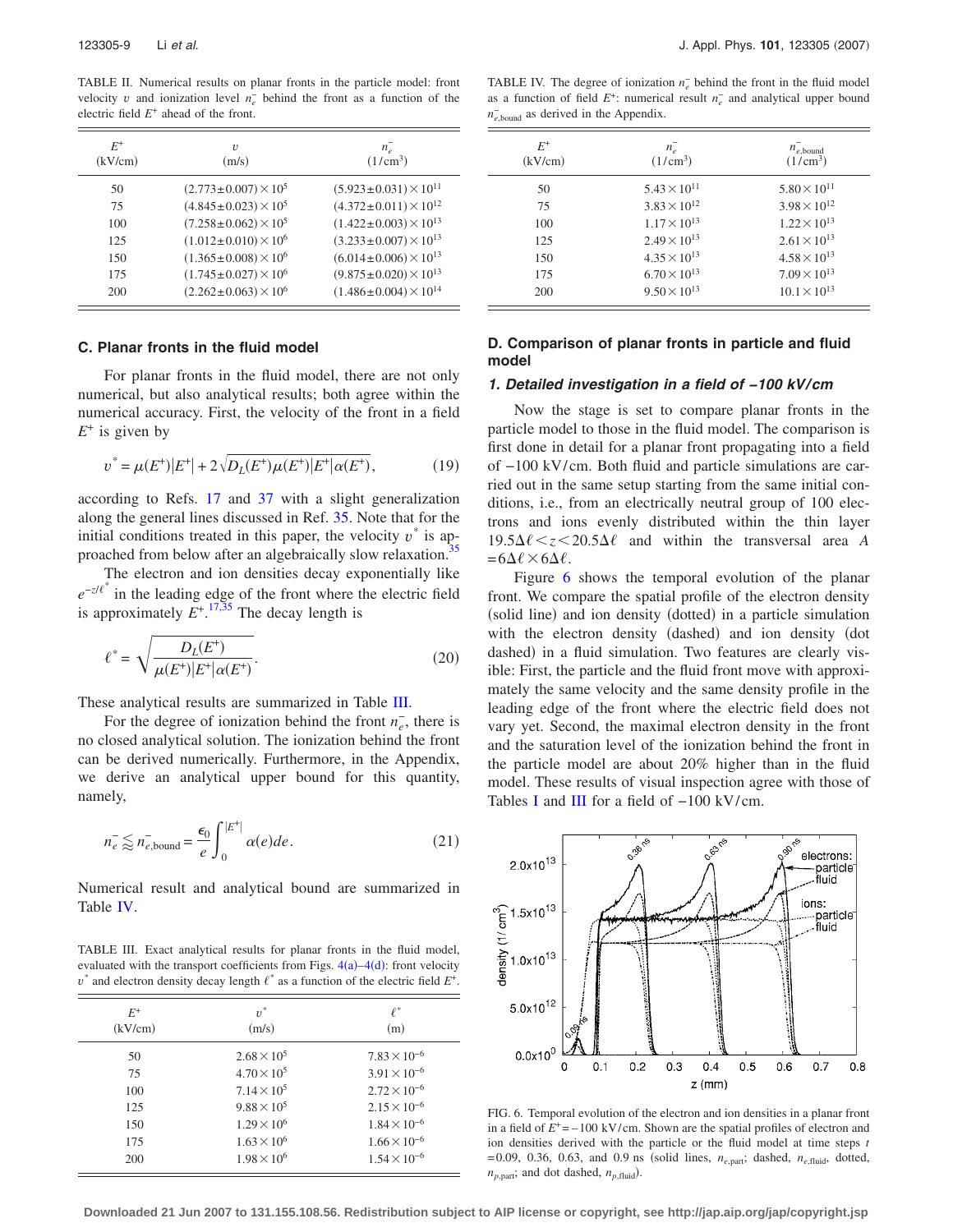TABLE II. Numerical results on planar fronts in the particle model: front velocity $v$ and ionization level $n_e^-$ behind the front as a function of the electric field $E^+$ ahead of the front.

| $E^+$ (kV/cm) | $v$ (m/s) | $n_e^-$ ($1/\text{cm}^3$) |
|---|---|---|
| 50 | $(2.773\pm0.007)\times10^5$ | $(5.923\pm0.031)\times10^{11}$ |
| 75 | $(4.845\pm0.023)\times10^5$ | $(4.372\pm0.011)\times10^{12}$ |
| 100 | $(7.258\pm0.062)\times10^5$ | $(1.422\pm0.003)\times10^{13}$ |
| 125 | $(1.012\pm0.010)\times10^6$ | $(3.233\pm0.007)\times10^{13}$ |
| 150 | $(1.365\pm0.008)\times10^6$ | $(6.014\pm0.006)\times10^{13}$ |
| 175 | $(1.745\pm0.027)\times10^6$ | $(9.875\pm0.020)\times10^{13}$ |
| 200 | $(2.262\pm0.063)\times10^6$ | $(1.486\pm0.004)\times10^{14}$ |

### C. Planar fronts in the fluid model

For planar fronts in the fluid model, there are not only numerical, but also analytical results; both agree within the numerical accuracy. First, the velocity of the front in a field $E^+$ is given by

$$v^* = \mu(E^+)|E^+| + 2\sqrt{D_L(E^+)\mu(E^+)|E^+|\alpha(E^+)}, \tag{19}$$

according to Refs. 17 and 37 with a slight generalization along the general lines discussed in Ref. 35. Note that for the initial conditions treated in this paper, the velocity $v^*$ is approached from below after an algebraically slow relaxation.[35]

The electron and ion densities decay exponentially like $e^{-z/\ell^*}$ in the leading edge of the front where the electric field is approximately $E^+$.[17,35] The decay length is

$$\ell^* = \sqrt{\frac{D_L(E^+)}{\mu(E^+)|E^+|\alpha(E^+)}}. \tag{20}$$

These analytical results are summarized in Table III.

For the degree of ionization behind the front $n_e^-$, there is no closed analytical solution. The ionization behind the front can be derived numerically. Furthermore, in the Appendix, we derive an analytical upper bound for this quantity, namely,

$$n_e^- \lessapprox n_{e,\text{bound}}^- = \frac{\epsilon_0}{e}\int_0^{|E^+|}\alpha(e)de. \tag{21}$$

Numerical result and analytical bound are summarized in Table IV.

TABLE III. Exact analytical results for planar fronts in the fluid model, evaluated with the transport coefficients from Figs. 4(a)–4(d): front velocity $v^*$ and electron density decay length $\ell^*$ as a function of the electric field $E^+$.

| $E^+$ (kV/cm) | $v^*$ (m/s) | $\ell^*$ (m) |
|---|---|---|
| 50 | $2.68\times10^5$ | $7.83\times10^{-6}$ |
| 75 | $4.70\times10^5$ | $3.91\times10^{-6}$ |
| 100 | $7.14\times10^5$ | $2.72\times10^{-6}$ |
| 125 | $9.88\times10^5$ | $2.15\times10^{-6}$ |
| 150 | $1.29\times10^6$ | $1.84\times10^{-6}$ |
| 175 | $1.63\times10^6$ | $1.66\times10^{-6}$ |
| 200 | $1.98\times10^6$ | $1.54\times10^{-6}$ |

TABLE IV. The degree of ionization $n_e^-$ behind the front in the fluid model as a function of field $E^+$: numerical result $n_e^-$ and analytical upper bound $n_{e,\text{bound}}^-$ as derived in the Appendix.

| $E^+$ (kV/cm) | $n_e^-$ ($1/\text{cm}^3$) | $n_{e,\text{bound}}^-$ ($1/\text{cm}^3$) |
|---|---|---|
| 50 | $5.43\times10^{11}$ | $5.80\times10^{11}$ |
| 75 | $3.83\times10^{12}$ | $3.98\times10^{12}$ |
| 100 | $1.17\times10^{13}$ | $1.22\times10^{13}$ |
| 125 | $2.49\times10^{13}$ | $2.61\times10^{13}$ |
| 150 | $4.35\times10^{13}$ | $4.58\times10^{13}$ |
| 175 | $6.70\times10^{13}$ | $7.09\times10^{13}$ |
| 200 | $9.50\times10^{13}$ | $10.1\times10^{13}$ |

### D. Comparison of planar fronts in particle and fluid model

#### 1. Detailed investigation in a field of −100 kV/cm

Now the stage is set to compare planar fronts in the particle model to those in the fluid model. The comparison is first done in detail for a planar front propagating into a field of −100 kV/cm. Both fluid and particle simulations are carried out in the same setup starting from the same initial conditions, i.e., from an electrically neutral group of 100 electrons and ions evenly distributed within the thin layer $19.5\Delta\ell < z < 20.5\Delta\ell$ and within the transversal area $A = 6\Delta\ell\times6\Delta\ell$.

Figure 6 shows the temporal evolution of the planar front. We compare the spatial profile of the electron density (solid line) and ion density (dotted) in a particle simulation with the electron density (dashed) and ion density (dot dashed) in a fluid simulation. Two features are clearly visible: First, the particle and the fluid front move with approximately the same velocity and the same density profile in the leading edge of the front where the electric field does not vary yet. Second, the maximal electron density in the front and the saturation level of the ionization behind the front in the particle model are about 20% higher than in the fluid model. These results of visual inspection agree with those of Tables I and III for a field of −100 kV/cm.

FIG. 6. Temporal evolution of the electron and ion densities in a planar front in a field of $E^+ = -100$ kV/cm. Shown are the spatial profiles of electron and ion densities derived with the particle or the fluid model at time steps $t$ = 0.09, 0.36, 0.63, and 0.9 ns (solid lines, $n_{e,\text{part}}$; dashed, $n_{e,\text{fluid}}$, dotted, $n_{p,\text{part}}$; and dot dashed, $n_{p,\text{fluid}}$).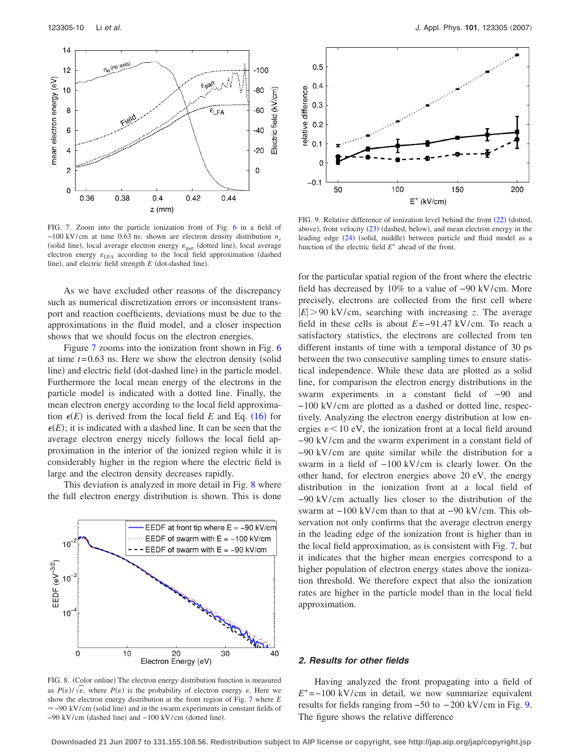FIG. 7. Zoom into the particle ionization front of Fig. 6 in a field of −100 kV/cm at time 0.63 ns: shown are electron density distribution $n_e$ (solid line), local average electron energy $\varepsilon_{\text{part}}$ (dotted line), local average electron energy $\varepsilon_{\text{LFA}}$ according to the local field approximation (dashed line), and electric field strength $E$ (dot-dashed line).

FIG. 9. Relative difference of ionization level behind the front (22) (dotted, above), front velocity (23) (dashed, below), and mean electron energy in the leading edge (24) (solid, middle) between particle and fluid model as a function of the electric field $E^+$ ahead of the front.

As we have excluded other reasons of the discrepancy such as numerical discretization errors or inconsistent transport and reaction coefficients, deviations must be due to the approximations in the fluid model, and a closer inspection shows that we should focus on the electron energies.

Figure 7 zooms into the ionization front shown in Fig. 6 at time $t=0.63$ ns. Here we show the electron density (solid line) and electric field (dot-dashed line) in the particle model. Furthermore the local mean energy of the electrons in the particle model is indicated with a dotted line. Finally, the mean electron energy according to the local field approximation $\epsilon(E)$ is derived from the local field $E$ and Eq. (16) for $\epsilon(E)$; it is indicated with a dashed line. It can be seen that the average electron energy nicely follows the local field approximation in the interior of the ionized region while it is considerably higher in the region where the electric field is large and the electron density decreases rapidly.

This deviation is analyzed in more detail in Fig. 8 where the full electron energy distribution is shown. This is done for the particular spatial region of the front where the electric field has decreased by 10% to a value of −90 kV/cm. More precisely, electrons are collected from the first cell where $|E|>90$ kV/cm, searching with increasing $z$. The average field in these cells is about $E=-91.47$ kV/cm. To reach a satisfactory statistics, the electrons are collected from ten different instants of time with a temporal distance of 30 ps between the two consecutive sampling times to ensure statistical independence. While these data are plotted as a solid line, for comparison the electron energy distributions in the swarm experiments in a constant field of −90 and −100 kV/cm are plotted as a dashed or dotted line, respectively. Analyzing the electron energy distribution at low energies $\varepsilon<10$ eV, the ionization front at a local field around −90 kV/cm and the swarm experiment in a constant field of −90 kV/cm are quite similar while the distribution for a swarm in a field of −100 kV/cm is clearly lower. On the other hand, for electron energies above 20 eV, the energy distribution in the ionization front at a local field of −90 kV/cm actually lies closer to the distribution of the swarm at −100 kV/cm than to that at −90 kV/cm. This observation not only confirms that the average electron energy in the leading edge of the ionization front is higher than in the local field approximation, as is consistent with Fig. 7, but it indicates that the higher mean energies correspond to a higher population of electron energy states above the ionization threshold. We therefore expect that also the ionization rates are higher in the particle model than in the local field approximation.

FIG. 8. (Color online) The electron energy distribution function is measured as $P(\varepsilon)/\sqrt{\varepsilon}$, where $P(\varepsilon)$ is the probability of electron energy $\varepsilon$. Here we show the electron energy distribution at the front region of Fig. 7 where $E \approx -90$ kV/cm (solid line) and in the swarm experiments in constant fields of −90 kV/cm (dashed line) and −100 kV/cm (dotted line).

### 2. Results for other fields

Having analyzed the front propagating into a field of $E^+=-100$ kV/cm in detail, we now summarize equivalent results for fields ranging from −50 to −200 kV/cm in Fig. 9. The figure shows the relative difference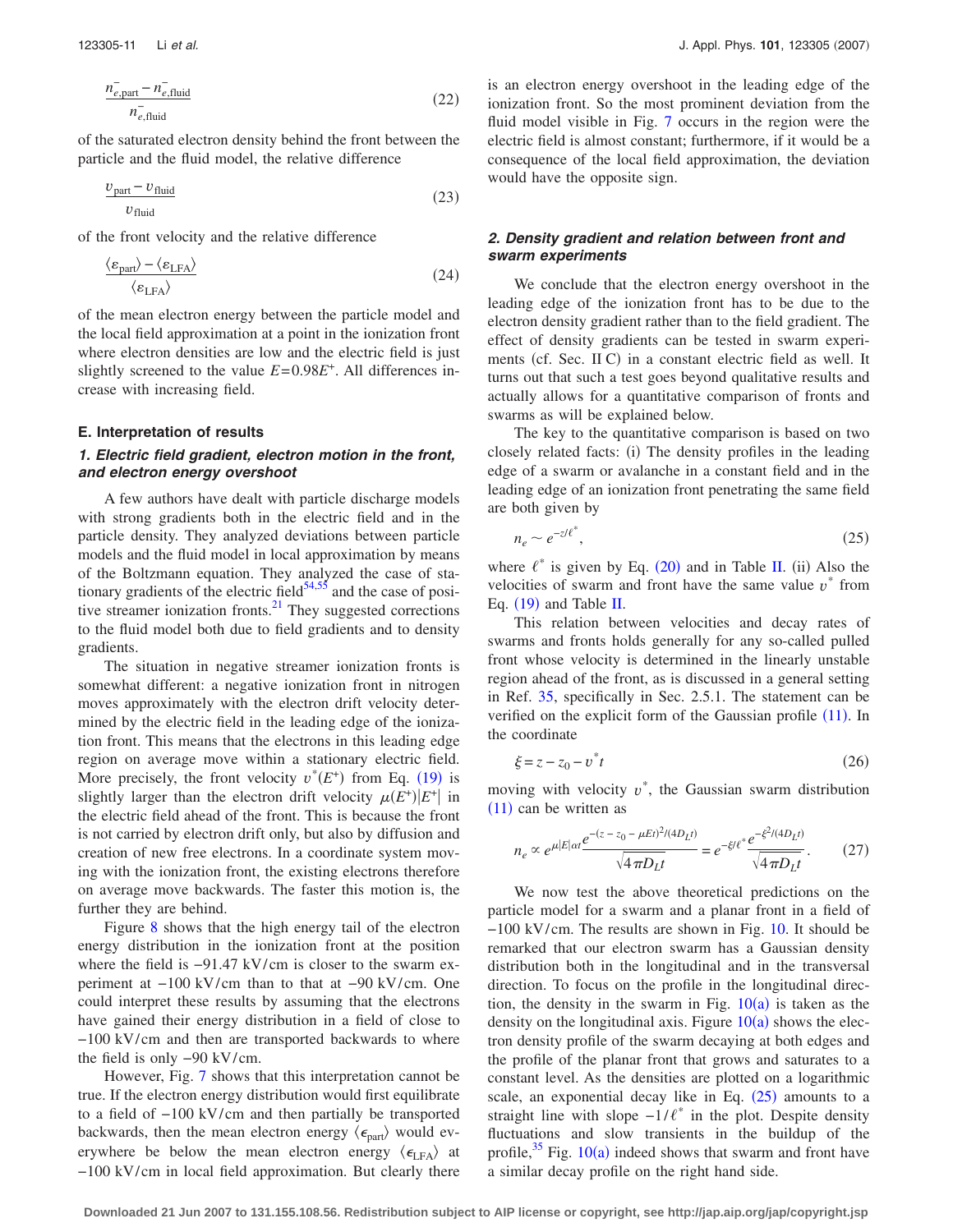$$\frac{n^-_{e,\text{part}} - n^-_{e,\text{fluid}}}{n^-_{e,\text{fluid}}} \tag{22}$$

of the saturated electron density behind the front between the particle and the fluid model, the relative difference

$$\frac{v_{\text{part}} - v_{\text{fluid}}}{v_{\text{fluid}}} \tag{23}$$

of the front velocity and the relative difference

$$\frac{\langle \varepsilon_{\text{part}} \rangle - \langle \varepsilon_{\text{LFA}} \rangle}{\langle \varepsilon_{\text{LFA}} \rangle} \tag{24}$$

of the mean electron energy between the particle model and the local field approximation at a point in the ionization front where electron densities are low and the electric field is just slightly screened to the value $E = 0.98E^+$. All differences increase with increasing field.

### E. Interpretation of results

#### 1. Electric field gradient, electron motion in the front, and electron energy overshoot

A few authors have dealt with particle discharge models with strong gradients both in the electric field and in the particle density. They analyzed deviations between particle models and the fluid model in local approximation by means of the Boltzmann equation. They analyzed the case of stationary gradients of the electric field[54,55] and the case of positive streamer ionization fronts.[21] They suggested corrections to the fluid model both due to field gradients and to density gradients.

The situation in negative streamer ionization fronts is somewhat different: a negative ionization front in nitrogen moves approximately with the electron drift velocity determined by the electric field in the leading edge of the ionization front. This means that the electrons in this leading edge region on average move within a stationary electric field. More precisely, the front velocity $v^*(E^+)$ from Eq. (19) is slightly larger than the electron drift velocity $\mu(E^+)|E^+|$ in the electric field ahead of the front. This is because the front is not carried by electron drift only, but also by diffusion and creation of new free electrons. In a coordinate system moving with the ionization front, the existing electrons therefore on average move backwards. The faster this motion is, the further they are behind.

Figure 8 shows that the high energy tail of the electron energy distribution in the ionization front at the position where the field is $-91.47$ kV/cm is closer to the swarm experiment at $-100$ kV/cm than to that at $-90$ kV/cm. One could interpret these results by assuming that the electrons have gained their energy distribution in a field of close to $-100$ kV/cm and then are transported backwards to where the field is only $-90$ kV/cm.

However, Fig. 7 shows that this interpretation cannot be true. If the electron energy distribution would first equilibrate to a field of $-100$ kV/cm and then partially be transported backwards, then the mean electron energy $\langle \epsilon_{\text{part}} \rangle$ would everywhere be below the mean electron energy $\langle \epsilon_{\text{LFA}} \rangle$ at $-100$ kV/cm in local field approximation. But clearly there is an electron energy overshoot in the leading edge of the ionization front. So the most prominent deviation from the fluid model visible in Fig. 7 occurs in the region were the electric field is almost constant; furthermore, if it would be a consequence of the local field approximation, the deviation would have the opposite sign.

#### 2. Density gradient and relation between front and swarm experiments

We conclude that the electron energy overshoot in the leading edge of the ionization front has to be due to the electron density gradient rather than to the field gradient. The effect of density gradients can be tested in swarm experiments (cf. Sec. II C) in a constant electric field as well. It turns out that such a test goes beyond qualitative results and actually allows for a quantitative comparison of fronts and swarms as will be explained below.

The key to the quantitative comparison is based on two closely related facts: (i) The density profiles in the leading edge of a swarm or avalanche in a constant field and in the leading edge of an ionization front penetrating the same field are both given by

$$n_e \sim e^{-z/\ell^*}, \tag{25}$$

where $\ell^*$ is given by Eq. (20) and in Table II. (ii) Also the velocities of swarm and front have the same value $v^*$ from Eq. (19) and Table II.

This relation between velocities and decay rates of swarms and fronts holds generally for any so-called pulled front whose velocity is determined in the linearly unstable region ahead of the front, as is discussed in a general setting in Ref. 35, specifically in Sec. 2.5.1. The statement can be verified on the explicit form of the Gaussian profile (11). In the coordinate

$$\xi = z - z_0 - v^* t \tag{26}$$

moving with velocity $v^*$, the Gaussian swarm distribution (11) can be written as

$$n_e \propto e^{\mu|E|\alpha t} \frac{e^{-(z-z_0-\mu E t)^2/(4D_L t)}}{\sqrt{4\pi D_L t}} = e^{-\xi/\ell^*} \frac{e^{-\xi^2/(4D_L t)}}{\sqrt{4\pi D_L t}}. \tag{27}$$

We now test the above theoretical predictions on the particle model for a swarm and a planar front in a field of $-100$ kV/cm. The results are shown in Fig. 10. It should be remarked that our electron swarm has a Gaussian density distribution both in the longitudinal and in the transversal direction. To focus on the profile in the longitudinal direction, the density in the swarm in Fig. 10(a) is taken as the density on the longitudinal axis. Figure 10(a) shows the electron density profile of the swarm decaying at both edges and the profile of the planar front that grows and saturates to a constant level. As the densities are plotted on a logarithmic scale, an exponential decay like in Eq. (25) amounts to a straight line with slope $-1/\ell^*$ in the plot. Despite density fluctuations and slow transients in the buildup of the profile,[35] Fig. 10(a) indeed shows that swarm and front have a similar decay profile on the right hand side.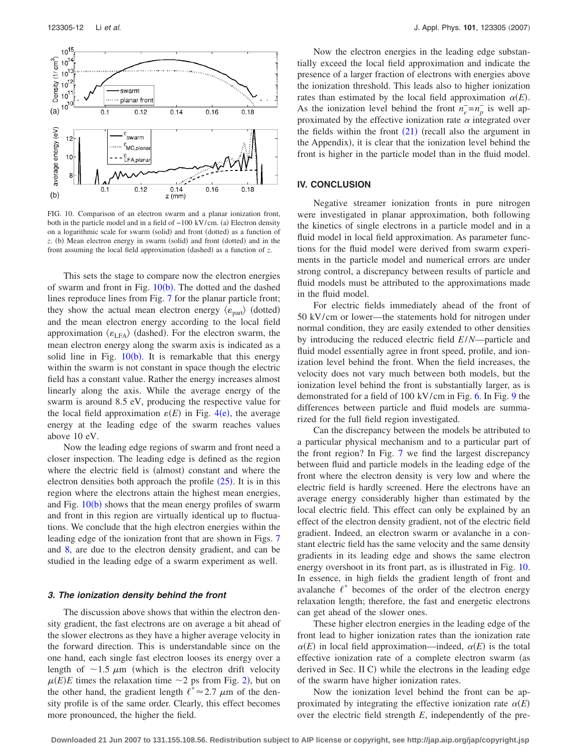FIG. 10. Comparison of an electron swarm and a planar ionization front, both in the particle model and in a field of −100 kV/cm. (a) Electron density on a logarithmic scale for swarm (solid) and front (dotted) as a function of $z$. (b) Mean electron energy in swarm (solid) and front (dotted) and in the front assuming the local field approximation (dashed) as a function of $z$.

This sets the stage to compare now the electron energies of swarm and front in Fig. 10(b). The dotted and the dashed lines reproduce lines from Fig. 7 for the planar particle front; they show the actual mean electron energy $\langle \varepsilon_{\rm part} \rangle$ (dotted) and the mean electron energy according to the local field approximation $\langle \varepsilon_{\rm LFA} \rangle$ (dashed). For the electron swarm, the mean electron energy along the swarm axis is indicated as a solid line in Fig. 10(b). It is remarkable that this energy within the swarm is not constant in space though the electric field has a constant value. Rather the energy increases almost linearly along the axis. While the average energy of the swarm is around 8.5 eV, producing the respective value for the local field approximation $\varepsilon(E)$ in Fig. 4(e), the average energy at the leading edge of the swarm reaches values above 10 eV.

Now the leading edge regions of swarm and front need a closer inspection. The leading edge is defined as the region where the electric field is (almost) constant and where the electron densities both approach the profile (25). It is in this region where the electrons attain the highest mean energies, and Fig. 10(b) shows that the mean energy profiles of swarm and front in this region are virtually identical up to fluctuations. We conclude that the high electron energies within the leading edge of the ionization front that are shown in Figs. 7 and 8, are due to the electron density gradient, and can be studied in the leading edge of a swarm experiment as well.

### 3. The ionization density behind the front

The discussion above shows that within the electron density gradient, the fast electrons are on average a bit ahead of the slower electrons as they have a higher average velocity in the forward direction. This is understandable since on the one hand, each single fast electron looses its energy over a length of $\sim 1.5\ \mu$m (which is the electron drift velocity $\mu(E)E$ times the relaxation time $\sim 2$ ps from Fig. 2), but on the other hand, the gradient length $\ell^* \approx 2.7\ \mu$m of the density profile is of the same order. Clearly, this effect becomes more pronounced, the higher the field.

Now the electron energies in the leading edge substantially exceed the local field approximation and indicate the presence of a larger fraction of electrons with energies above the ionization threshold. This leads also to higher ionization rates than estimated by the local field approximation $\alpha(E)$. As the ionization level behind the front $n_e^- = n_p^-$ is well approximated by the effective ionization rate $\alpha$ integrated over the fields within the front (21) (recall also the argument in the Appendix), it is clear that the ionization level behind the front is higher in the particle model than in the fluid model.

## IV. CONCLUSION

Negative streamer ionization fronts in pure nitrogen were investigated in planar approximation, both following the kinetics of single electrons in a particle model and in a fluid model in local field approximation. As parameter functions for the fluid model were derived from swarm experiments in the particle model and numerical errors are under strong control, a discrepancy between results of particle and fluid models must be attributed to the approximations made in the fluid model.

For electric fields immediately ahead of the front of 50 kV/cm or lower—the statements hold for nitrogen under normal condition, they are easily extended to other densities by introducing the reduced electric field $E/N$—particle and fluid model essentially agree in front speed, profile, and ionization level behind the front. When the field increases, the velocity does not vary much between both models, but the ionization level behind the front is substantially larger, as is demonstrated for a field of 100 kV/cm in Fig. 6. In Fig. 9 the differences between particle and fluid models are summarized for the full field region investigated.

Can the discrepancy between the models be attributed to a particular physical mechanism and to a particular part of the front region? In Fig. 7 we find the largest discrepancy between fluid and particle models in the leading edge of the front where the electron density is very low and where the electric field is hardly screened. Here the electrons have an average energy considerably higher than estimated by the local electric field. This effect can only be explained by an effect of the electron density gradient, not of the electric field gradient. Indeed, an electron swarm or avalanche in a constant electric field has the same velocity and the same density gradients in its leading edge and shows the same electron energy overshoot in its front part, as is illustrated in Fig. 10. In essence, in high fields the gradient length of front and avalanche $\ell^*$ becomes of the order of the electron energy relaxation length; therefore, the fast and energetic electrons can get ahead of the slower ones.

These higher electron energies in the leading edge of the front lead to higher ionization rates than the ionization rate $\alpha(E)$ in local field approximation—indeed, $\alpha(E)$ is the total effective ionization rate of a complete electron swarm (as derived in Sec. II C) while the electrons in the leading edge of the swarm have higher ionization rates.

Now the ionization level behind the front can be approximated by integrating the effective ionization rate $\alpha(E)$ over the electric field strength $E$, independently of the pre-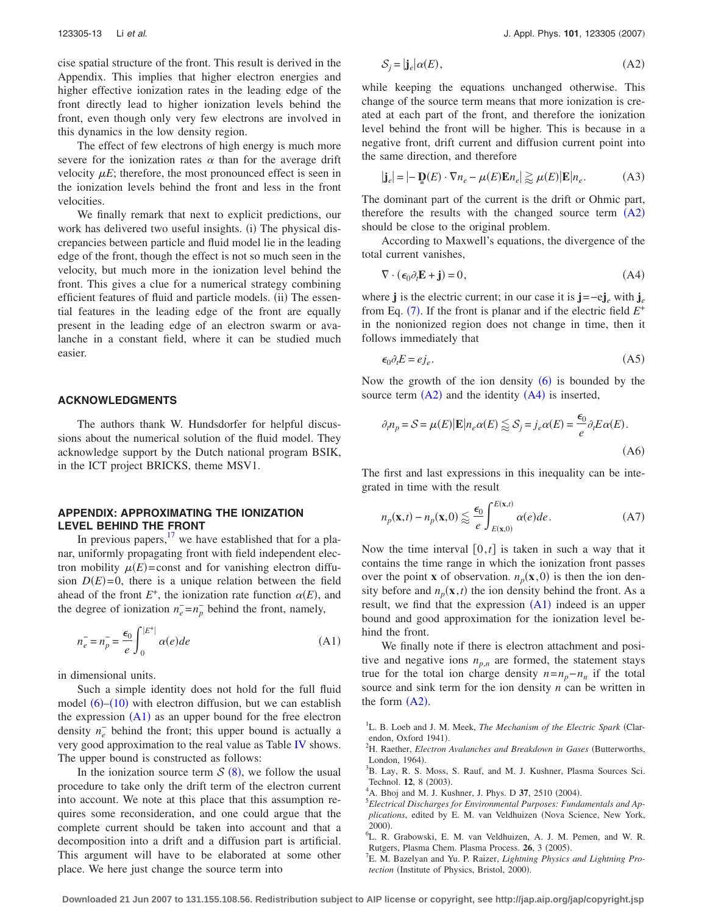cise spatial structure of the front. This result is derived in the Appendix. This implies that higher electron energies and higher effective ionization rates in the leading edge of the front directly lead to higher ionization levels behind the front, even though only very few electrons are involved in this dynamics in the low density region.

The effect of few electrons of high energy is much more severe for the ionization rates $\alpha$ than for the average drift velocity $\mu E$; therefore, the most pronounced effect is seen in the ionization levels behind the front and less in the front velocities.

We finally remark that next to explicit predictions, our work has delivered two useful insights. (i) The physical discrepancies between particle and fluid model lie in the leading edge of the front, though the effect is not so much seen in the velocity, but much more in the ionization level behind the front. This gives a clue for a numerical strategy combining efficient features of fluid and particle models. (ii) The essential features in the leading edge of the front are equally present in the leading edge of an electron swarm or avalanche in a constant field, where it can be studied much easier.

## ACKNOWLEDGMENTS

The authors thank W. Hundsdorfer for helpful discussions about the numerical solution of the fluid model. They acknowledge support by the Dutch national program BSIK, in the ICT project BRICKS, theme MSV1.

## APPENDIX: APPROXIMATING THE IONIZATION LEVEL BEHIND THE FRONT

In previous papers,[17] we have established that for a planar, uniformly propagating front with field independent electron mobility $\mu(E)$=const and for vanishing electron diffusion $D(E)=0$, there is a unique relation between the field ahead of the front $E^+$, the ionization rate function $\alpha(E)$, and the degree of ionization $n_e^- = n_p^-$ behind the front, namely,

$$n_e^- = n_p^- = \frac{\epsilon_0}{e}\int_0^{|E^+|} \alpha(e)de \tag{A1}$$

in dimensional units.

Such a simple identity does not hold for the full fluid model (6)–(10) with electron diffusion, but we can establish the expression (A1) as an upper bound for the free electron density $n_e^-$ behind the front; this upper bound is actually a very good approximation to the real value as Table IV shows. The upper bound is constructed as follows:

In the ionization source term $\mathcal{S}$ (8), we follow the usual procedure to take only the drift term of the electron current into account. We note at this place that this assumption requires some reconsideration, and one could argue that the complete current should be taken into account and that a decomposition into a drift and a diffusion part is artificial. This argument will have to be elaborated at some other place. We here just change the source term into

$$\mathcal{S}_j = |\mathbf{j}_e|\alpha(E), \tag{A2}$$

while keeping the equations unchanged otherwise. This change of the source term means that more ionization is created at each part of the front, and therefore the ionization level behind the front will be higher. This is because in a negative front, drift current and diffusion current point into the same direction, and therefore

$$|\mathbf{j}_e| = |-\underline{\underline{\mathbf{D}}}(E)\cdot\nabla n_e - \mu(E)\mathbf{E}n_e| \gtrapprox \mu(E)|\mathbf{E}|n_e. \tag{A3}$$

The dominant part of the current is the drift or Ohmic part, therefore the results with the changed source term (A2) should be close to the original problem.

According to Maxwell's equations, the divergence of the total current vanishes,

$$\nabla\cdot(\epsilon_0\partial_t\mathbf{E} + \mathbf{j}) = 0, \tag{A4}$$

where $\mathbf{j}$ is the electric current; in our case it is $\mathbf{j}=-e\mathbf{j}_e$ with $\mathbf{j}_e$ from Eq. (7). If the front is planar and if the electric field $E^+$ in the nonionized region does not change in time, then it follows immediately that

$$\epsilon_0\partial_t E = e j_e. \tag{A5}$$

Now the growth of the ion density (6) is bounded by the source term (A2) and the identity (A4) is inserted,

$$\partial_t n_p = \mathcal{S} = \mu(E)|\mathbf{E}|n_e\alpha(E) \lessapprox \mathcal{S}_j = j_e\alpha(E) = \frac{\epsilon_0}{e}\partial_t E\,\alpha(E). \tag{A6}$$

The first and last expressions in this inequality can be integrated in time with the result

$$n_p(\mathbf{x},t) - n_p(\mathbf{x},0) \lessapprox \frac{\epsilon_0}{e}\int_{E(\mathbf{x},0)}^{E(\mathbf{x},t)} \alpha(e)de. \tag{A7}$$

Now the time interval $[0,t]$ is taken in such a way that it contains the time range in which the ionization front passes over the point $\mathbf{x}$ of observation. $n_p(\mathbf{x},0)$ is then the ion density before and $n_p(\mathbf{x},t)$ the ion density behind the front. As a result, we find that the expression (A1) indeed is an upper bound and good approximation for the ionization level behind the front.

We finally note if there is electron attachment and positive and negative ions $n_{p,n}$ are formed, the statement stays true for the total ion charge density $n=n_p-n_n$ if the total source and sink term for the ion density $n$ can be written in the form (A2).

[1] L. B. Loeb and J. M. Meek, *The Mechanism of the Electric Spark* (Clarendon, Oxford 1941).

[2] H. Raether, *Electron Avalanches and Breakdown in Gases* (Butterworths, London, 1964).

[3] B. Lay, R. S. Moss, S. Rauf, and M. J. Kushner, Plasma Sources Sci. Technol. **12**, 8 (2003).

[4] A. Bhoj and M. J. Kushner, J. Phys. D **37**, 2510 (2004).

[5] *Electrical Discharges for Environmental Purposes: Fundamentals and Applications*, edited by E. M. van Veldhuizen (Nova Science, New York, 2000).

[6] L. R. Grabowski, E. M. van Veldhuizen, A. J. M. Pemen, and W. R. Rutgers, Plasma Chem. Plasma Process. **26**, 3 (2005).

[7] E. M. Bazelyan and Yu. P. Raizer, *Lightning Physics and Lightning Protection* (Institute of Physics, Bristol, 2000).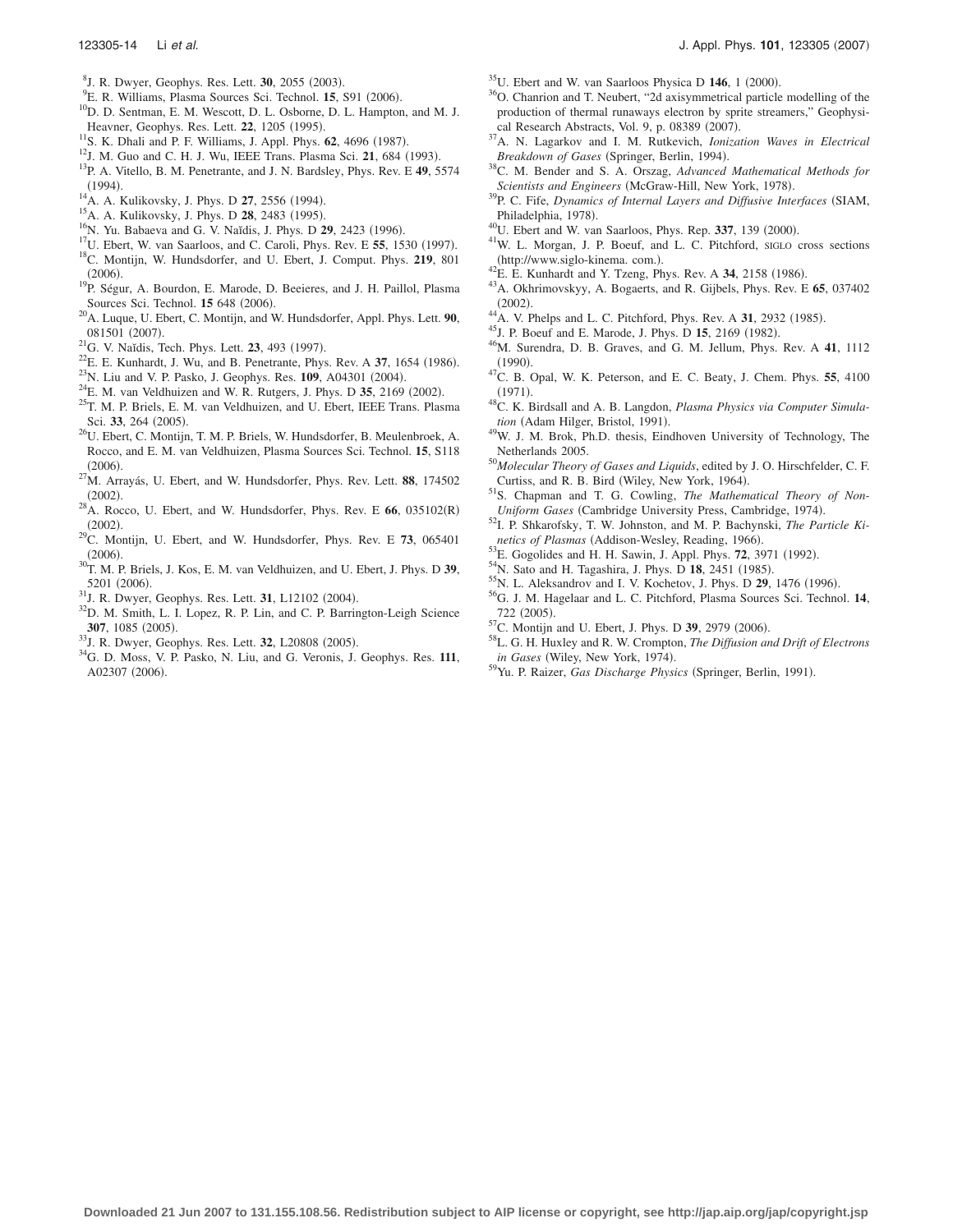[8] J. R. Dwyer, Geophys. Res. Lett. **30**, 2055 (2003).
[9] E. R. Williams, Plasma Sources Sci. Technol. **15**, S91 (2006).
[10] D. D. Sentman, E. M. Wescott, D. L. Osborne, D. L. Hampton, and M. J. Heavner, Geophys. Res. Lett. **22**, 1205 (1995).
[11] S. K. Dhali and P. F. Williams, J. Appl. Phys. **62**, 4696 (1987).
[12] J. M. Guo and C. H. J. Wu, IEEE Trans. Plasma Sci. **21**, 684 (1993).
[13] P. A. Vitello, B. M. Penetrante, and J. N. Bardsley, Phys. Rev. E **49**, 5574 (1994).
[14] A. A. Kulikovsky, J. Phys. D **27**, 2556 (1994).
[15] A. A. Kulikovsky, J. Phys. D **28**, 2483 (1995).
[16] N. Yu. Babaeva and G. V. Naĭdis, J. Phys. D **29**, 2423 (1996).
[17] U. Ebert, W. van Saarloos, and C. Caroli, Phys. Rev. E **55**, 1530 (1997).
[18] C. Montijn, W. Hundsdorfer, and U. Ebert, J. Comput. Phys. **219**, 801 (2006).
[19] P. Ségur, A. Bourdon, E. Marode, D. Beeieres, and J. H. Paillol, Plasma Sources Sci. Technol. **15** 648 (2006).
[20] A. Luque, U. Ebert, C. Montijn, and W. Hundsdorfer, Appl. Phys. Lett. **90**, 081501 (2007).
[21] G. V. Naĭdis, Tech. Phys. Lett. **23**, 493 (1997).
[22] E. E. Kunhardt, J. Wu, and B. Penetrante, Phys. Rev. A **37**, 1654 (1986).
[23] N. Liu and V. P. Pasko, J. Geophys. Res. **109**, A04301 (2004).
[24] E. M. van Veldhuizen and W. R. Rutgers, J. Phys. D **35**, 2169 (2002).
[25] T. M. P. Briels, E. M. van Veldhuizen, and U. Ebert, IEEE Trans. Plasma Sci. **33**, 264 (2005).
[26] U. Ebert, C. Montijn, T. M. P. Briels, W. Hundsdorfer, B. Meulenbroek, A. Rocco, and E. M. van Veldhuizen, Plasma Sources Sci. Technol. **15**, S118 (2006).
[27] M. Arrayás, U. Ebert, and W. Hundsdorfer, Phys. Rev. Lett. **88**, 174502 (2002).
[28] A. Rocco, U. Ebert, and W. Hundsdorfer, Phys. Rev. E **66**, 035102(R) (2002).
[29] C. Montijn, U. Ebert, and W. Hundsdorfer, Phys. Rev. E **73**, 065401 (2006).
[30] T. M. P. Briels, J. Kos, E. M. van Veldhuizen, and U. Ebert, J. Phys. D **39**, 5201 (2006).
[31] J. R. Dwyer, Geophys. Res. Lett. **31**, L12102 (2004).
[32] D. M. Smith, L. I. Lopez, R. P. Lin, and C. P. Barrington-Leigh Science **307**, 1085 (2005).
[33] J. R. Dwyer, Geophys. Res. Lett. **32**, L20808 (2005).
[34] G. D. Moss, V. P. Pasko, N. Liu, and G. Veronis, J. Geophys. Res. **111**, A02307 (2006).
[35] U. Ebert and W. van Saarloos Physica D **146**, 1 (2000).
[36] O. Chanrion and T. Neubert, "2d axisymmetrical particle modelling of the production of thermal runaways electron by sprite streamers," Geophysical Research Abstracts, Vol. 9, p. 08389 (2007).
[37] A. N. Lagarkov and I. M. Rutkevich, *Ionization Waves in Electrical Breakdown of Gases* (Springer, Berlin, 1994).
[38] C. M. Bender and S. A. Orszag, *Advanced Mathematical Methods for Scientists and Engineers* (McGraw-Hill, New York, 1978).
[39] P. C. Fife, *Dynamics of Internal Layers and Diffusive Interfaces* (SIAM, Philadelphia, 1978).
[40] U. Ebert and W. van Saarloos, Phys. Rep. **337**, 139 (2000).
[41] W. L. Morgan, J. P. Boeuf, and L. C. Pitchford, SIGLO cross sections (http://www.siglo-kinema. com.).
[42] E. E. Kunhardt and Y. Tzeng, Phys. Rev. A **34**, 2158 (1986).
[43] A. Okhrimovskyy, A. Bogaerts, and R. Gijbels, Phys. Rev. E **65**, 037402 (2002).
[44] A. V. Phelps and L. C. Pitchford, Phys. Rev. A **31**, 2932 (1985).
[45] J. P. Boeuf and E. Marode, J. Phys. D **15**, 2169 (1982).
[46] M. Surendra, D. B. Graves, and G. M. Jellum, Phys. Rev. A **41**, 1112 (1990).
[47] C. B. Opal, W. K. Peterson, and E. C. Beaty, J. Chem. Phys. **55**, 4100 (1971).
[48] C. K. Birdsall and A. B. Langdon, *Plasma Physics via Computer Simulation* (Adam Hilger, Bristol, 1991).
[49] W. J. M. Brok, Ph.D. thesis, Eindhoven University of Technology, The Netherlands 2005.
[50] *Molecular Theory of Gases and Liquids*, edited by J. O. Hirschfelder, C. F. Curtiss, and R. B. Bird (Wiley, New York, 1964).
[51] S. Chapman and T. G. Cowling, *The Mathematical Theory of Non-Uniform Gases* (Cambridge University Press, Cambridge, 1974).
[52] I. P. Shkarofsky, T. W. Johnston, and M. P. Bachynski, *The Particle Kinetics of Plasmas* (Addison-Wesley, Reading, 1966).
[53] E. Gogolides and H. H. Sawin, J. Appl. Phys. **72**, 3971 (1992).
[54] N. Sato and H. Tagashira, J. Phys. D **18**, 2451 (1985).
[55] N. L. Aleksandrov and I. V. Kochetov, J. Phys. D **29**, 1476 (1996).
[56] G. J. M. Hagelaar and L. C. Pitchford, Plasma Sources Sci. Technol. **14**, 722 (2005).
[57] C. Montijn and U. Ebert, J. Phys. D **39**, 2979 (2006).
[58] L. G. H. Huxley and R. W. Crompton, *The Diffusion and Drift of Electrons in Gases* (Wiley, New York, 1974).
[59] Yu. P. Raizer, *Gas Discharge Physics* (Springer, Berlin, 1991).